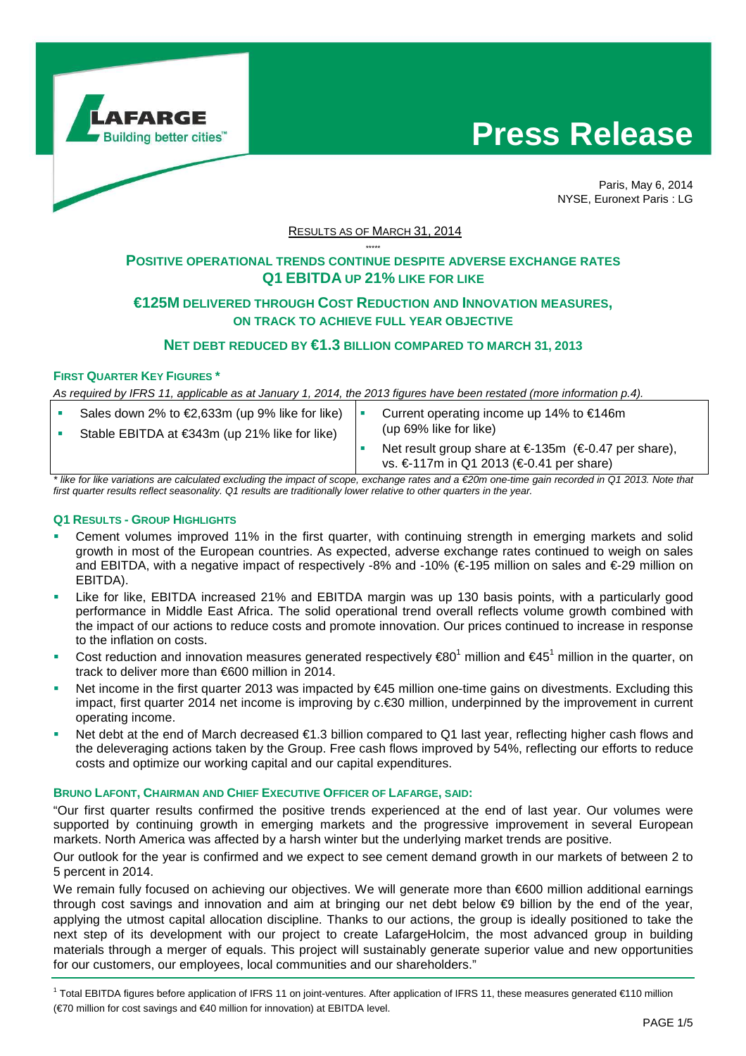LAFARGE
Building better cities™

# Press Release

Paris, May 6, 2014
NYSE, Euronext Paris : LG

RESULTS AS OF MARCH 31, 2014

\*\*\*\*\*

## POSITIVE OPERATIONAL TRENDS CONTINUE DESPITE ADVERSE EXCHANGE RATES
## Q1 EBITDA UP 21% LIKE FOR LIKE

## €125M DELIVERED THROUGH COST REDUCTION AND INNOVATION MEASURES, ON TRACK TO ACHIEVE FULL YEAR OBJECTIVE

## NET DEBT REDUCED BY €1.3 BILLION COMPARED TO MARCH 31, 2013

### FIRST QUARTER KEY FIGURES *

*As required by IFRS 11, applicable as at January 1, 2014, the 2013 figures have been restated (more information p.4).*

| | |
|---|---|
| ▪ Sales down 2% to €2,633m (up 9% like for like)<br>▪ Stable EBITDA at €343m (up 21% like for like) | ▪ Current operating income up 14% to €146m (up 69% like for like)<br>▪ Net result group share at €-135m (€-0.47 per share), vs. €-117m in Q1 2013 (€-0.41 per share) |

*\* like for like variations are calculated excluding the impact of scope, exchange rates and a €20m one-time gain recorded in Q1 2013. Note that first quarter results reflect seasonality. Q1 results are traditionally lower relative to other quarters in the year.*

### Q1 RESULTS - GROUP HIGHLIGHTS

- Cement volumes improved 11% in the first quarter, with continuing strength in emerging markets and solid growth in most of the European countries. As expected, adverse exchange rates continued to weigh on sales and EBITDA, with a negative impact of respectively -8% and -10% (€-195 million on sales and €-29 million on EBITDA).
- Like for like, EBITDA increased 21% and EBITDA margin was up 130 basis points, with a particularly good performance in Middle East Africa. The solid operational trend overall reflects volume growth combined with the impact of our actions to reduce costs and promote innovation. Our prices continued to increase in response to the inflation on costs.
- Cost reduction and innovation measures generated respectively €80[1] million and €45[1] million in the quarter, on track to deliver more than €600 million in 2014.
- Net income in the first quarter 2013 was impacted by €45 million one-time gains on divestments. Excluding this impact, first quarter 2014 net income is improving by c.€30 million, underpinned by the improvement in current operating income.
- Net debt at the end of March decreased €1.3 billion compared to Q1 last year, reflecting higher cash flows and the deleveraging actions taken by the Group. Free cash flows improved by 54%, reflecting our efforts to reduce costs and optimize our working capital and our capital expenditures.

### BRUNO LAFONT, CHAIRMAN AND CHIEF EXECUTIVE OFFICER OF LAFARGE, SAID:

"Our first quarter results confirmed the positive trends experienced at the end of last year. Our volumes were supported by continuing growth in emerging markets and the progressive improvement in several European markets. North America was affected by a harsh winter but the underlying market trends are positive.

Our outlook for the year is confirmed and we expect to see cement demand growth in our markets of between 2 to 5 percent in 2014.

We remain fully focused on achieving our objectives. We will generate more than €600 million additional earnings through cost savings and innovation and aim at bringing our net debt below €9 billion by the end of the year, applying the utmost capital allocation discipline. Thanks to our actions, the group is ideally positioned to take the next step of its development with our project to create LafargeHolcim, the most advanced group in building materials through a merger of equals. This project will sustainably generate superior value and new opportunities for our customers, our employees, local communities and our shareholders."

[1] Total EBITDA figures before application of IFRS 11 on joint-ventures. After application of IFRS 11, these measures generated €110 million (€70 million for cost savings and €40 million for innovation) at EBITDA level.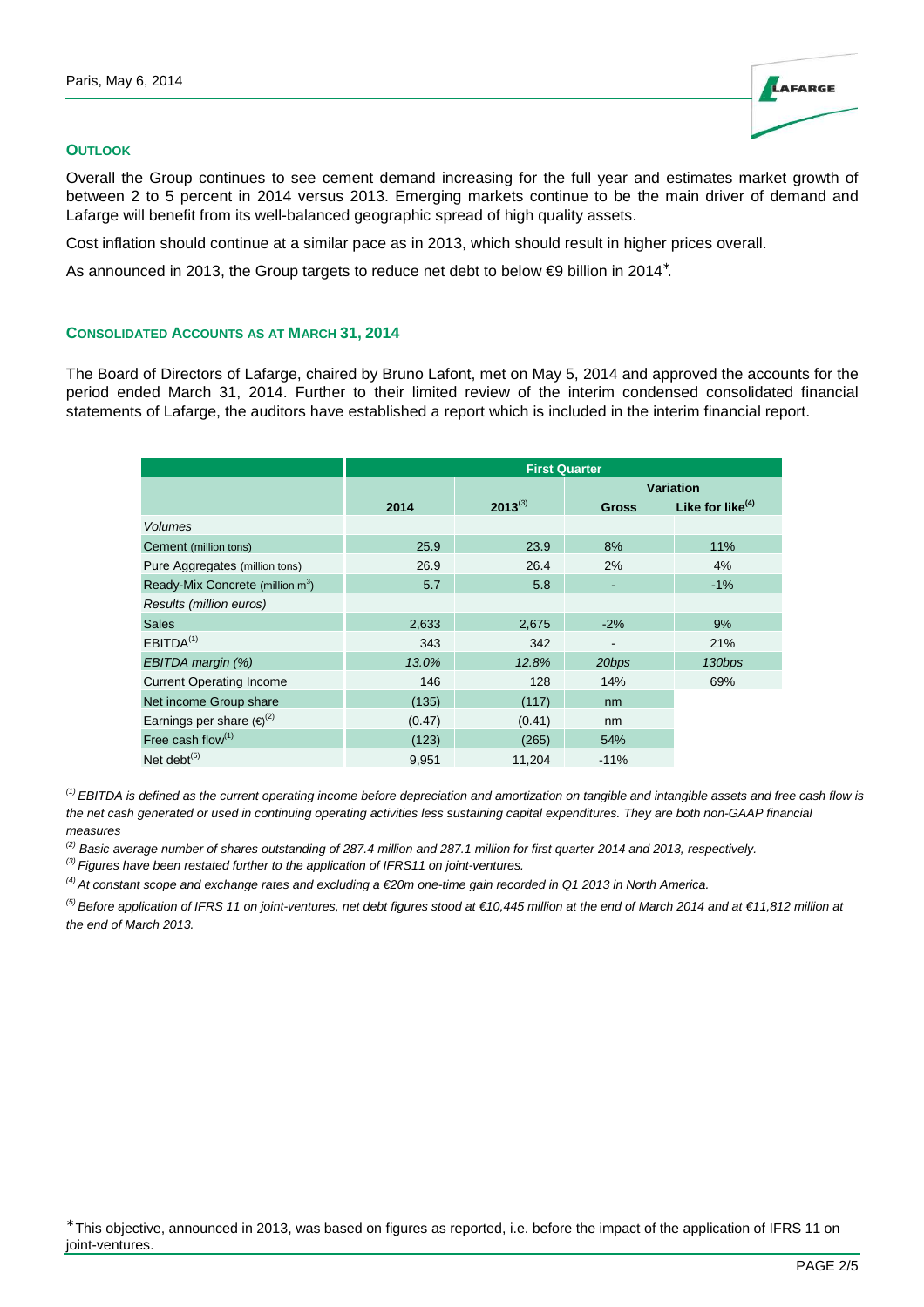Paris, May 6, 2014

## OUTLOOK

Overall the Group continues to see cement demand increasing for the full year and estimates market growth of between 2 to 5 percent in 2014 versus 2013. Emerging markets continue to be the main driver of demand and Lafarge will benefit from its well-balanced geographic spread of high quality assets.

Cost inflation should continue at a similar pace as in 2013, which should result in higher prices overall.

As announced in 2013, the Group targets to reduce net debt to below €9 billion in 2014*.

## CONSOLIDATED ACCOUNTS AS AT MARCH 31, 2014

The Board of Directors of Lafarge, chaired by Bruno Lafont, met on May 5, 2014 and approved the accounts for the period ended March 31, 2014. Further to their limited review of the interim condensed consolidated financial statements of Lafarge, the auditors have established a report which is included in the interim financial report.

| | First Quarter | | | |
|---|---|---|---|---|
| | | | Variation | |
| | 2014 | 2013[3] | Gross | Like for like[4] |
| *Volumes* | | | | |
| Cement (million tons) | 25.9 | 23.9 | 8% | 11% |
| Pure Aggregates (million tons) | 26.9 | 26.4 | 2% | 4% |
| Ready-Mix Concrete (million $m^3$) | 5.7 | 5.8 | - | -1% |
| *Results (million euros)* | | | | |
| Sales | 2,633 | 2,675 | -2% | 9% |
| EBITDA[1] | 343 | 342 | - | 21% |
| *EBITDA margin (%)* | *13.0%* | *12.8%* | *20bps* | *130bps* |
| Current Operating Income | 146 | 128 | 14% | 69% |
| Net income Group share | (135) | (117) | nm | |
| Earnings per share (€)[2] | (0.47) | (0.41) | nm | |
| Free cash flow[1] | (123) | (265) | 54% | |
| Net debt[5] | 9,951 | 11,204 | -11% | |

*[1] EBITDA is defined as the current operating income before depreciation and amortization on tangible and intangible assets and free cash flow is the net cash generated or used in continuing operating activities less sustaining capital expenditures. They are both non-GAAP financial measures*

*[2] Basic average number of shares outstanding of 287.4 million and 287.1 million for first quarter 2014 and 2013, respectively.*

*[3] Figures have been restated further to the application of IFRS11 on joint-ventures.*

*[4] At constant scope and exchange rates and excluding a €20m one-time gain recorded in Q1 2013 in North America.*

*[5] Before application of IFRS 11 on joint-ventures, net debt figures stood at €10,445 million at the end of March 2014 and at €11,812 million at the end of March 2013.*

---

* This objective, announced in 2013, was based on figures as reported, i.e. before the impact of the application of IFRS 11 on joint-ventures.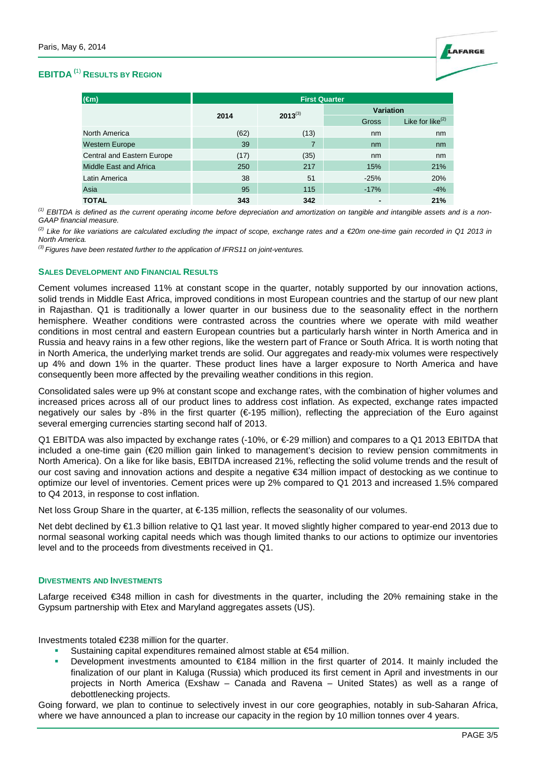## EBITDA [1] RESULTS BY REGION

| (€m) | First Quarter | | | |
|---|---|---|---|---|
| | 2014 | 2013[3] | Variation | |
| | | | Gross | Like for like[2] |
| North America | (62) | (13) | nm | nm |
| Western Europe | 39 | 7 | nm | nm |
| Central and Eastern Europe | (17) | (35) | nm | nm |
| Middle East and Africa | 250 | 217 | 15% | 21% |
| Latin America | 38 | 51 | -25% | 20% |
| Asia | 95 | 115 | -17% | -4% |
| **TOTAL** | **343** | **342** | **-** | **21%** |

*[1] EBITDA is defined as the current operating income before depreciation and amortization on tangible and intangible assets and is a non-GAAP financial measure.*

*[2] Like for like variations are calculated excluding the impact of scope, exchange rates and a €20m one-time gain recorded in Q1 2013 in North America.*

*[3] Figures have been restated further to the application of IFRS11 on joint-ventures.*

### SALES DEVELOPMENT AND FINANCIAL RESULTS

Cement volumes increased 11% at constant scope in the quarter, notably supported by our innovation actions, solid trends in Middle East Africa, improved conditions in most European countries and the startup of our new plant in Rajasthan. Q1 is traditionally a lower quarter in our business due to the seasonality effect in the northern hemisphere. Weather conditions were contrasted across the countries where we operate with mild weather conditions in most central and eastern European countries but a particularly harsh winter in North America and in Russia and heavy rains in a few other regions, like the western part of France or South Africa. It is worth noting that in North America, the underlying market trends are solid. Our aggregates and ready-mix volumes were respectively up 4% and down 1% in the quarter. These product lines have a larger exposure to North America and have consequently been more affected by the prevailing weather conditions in this region.

Consolidated sales were up 9% at constant scope and exchange rates, with the combination of higher volumes and increased prices across all of our product lines to address cost inflation. As expected, exchange rates impacted negatively our sales by -8% in the first quarter (€-195 million), reflecting the appreciation of the Euro against several emerging currencies starting second half of 2013.

Q1 EBITDA was also impacted by exchange rates (-10%, or €-29 million) and compares to a Q1 2013 EBITDA that included a one-time gain (€20 million gain linked to management's decision to review pension commitments in North America). On a like for like basis, EBITDA increased 21%, reflecting the solid volume trends and the result of our cost saving and innovation actions and despite a negative €34 million impact of destocking as we continue to optimize our level of inventories. Cement prices were up 2% compared to Q1 2013 and increased 1.5% compared to Q4 2013, in response to cost inflation.

Net loss Group Share in the quarter, at €-135 million, reflects the seasonality of our volumes.

Net debt declined by €1.3 billion relative to Q1 last year. It moved slightly higher compared to year-end 2013 due to normal seasonal working capital needs which was though limited thanks to our actions to optimize our inventories level and to the proceeds from divestments received in Q1.

### DIVESTMENTS AND INVESTMENTS

Lafarge received €348 million in cash for divestments in the quarter, including the 20% remaining stake in the Gypsum partnership with Etex and Maryland aggregates assets (US).

Investments totaled €238 million for the quarter.

- Sustaining capital expenditures remained almost stable at €54 million.
- Development investments amounted to €184 million in the first quarter of 2014. It mainly included the finalization of our plant in Kaluga (Russia) which produced its first cement in April and investments in our projects in North America (Exshaw – Canada and Ravena – United States) as well as a range of debottlenecking projects.

Going forward, we plan to continue to selectively invest in our core geographies, notably in sub-Saharan Africa, where we have announced a plan to increase our capacity in the region by 10 million tonnes over 4 years.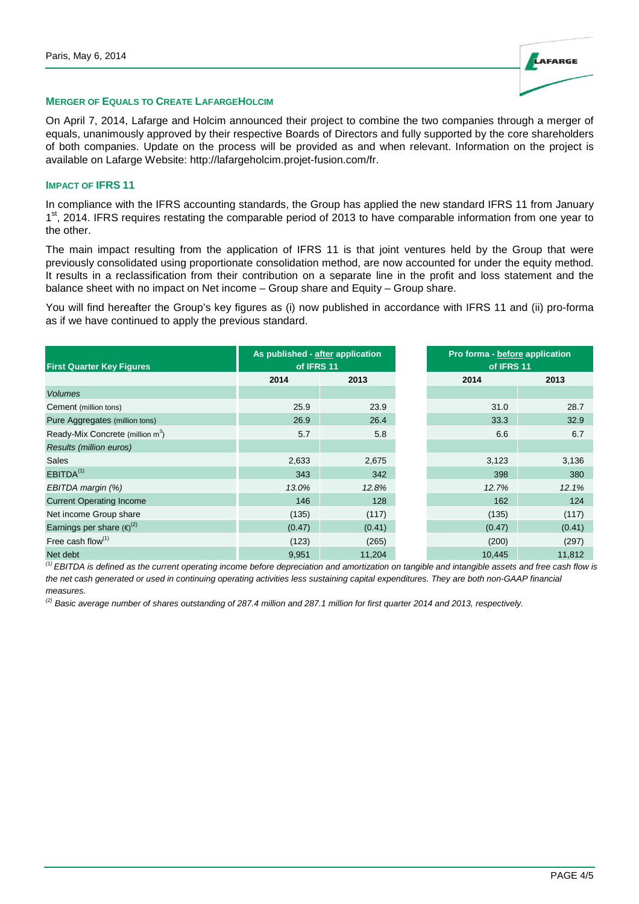Paris, May 6, 2014

## MERGER OF EQUALS TO CREATE LAFARGEHOLCIM

On April 7, 2014, Lafarge and Holcim announced their project to combine the two companies through a merger of equals, unanimously approved by their respective Boards of Directors and fully supported by the core shareholders of both companies. Update on the process will be provided as and when relevant. Information on the project is available on Lafarge Website: http://lafargeholcim.projet-fusion.com/fr.

## IMPACT OF IFRS 11

In compliance with the IFRS accounting standards, the Group has applied the new standard IFRS 11 from January 1st, 2014. IFRS requires restating the comparable period of 2013 to have comparable information from one year to the other.

The main impact resulting from the application of IFRS 11 is that joint ventures held by the Group that were previously consolidated using proportionate consolidation method, are now accounted for under the equity method. It results in a reclassification from their contribution on a separate line in the profit and loss statement and the balance sheet with no impact on Net income – Group share and Equity – Group share.

You will find hereafter the Group's key figures as (i) now published in accordance with IFRS 11 and (ii) pro-forma as if we have continued to apply the previous standard.

| First Quarter Key Figures | As published - after application of IFRS 11 | | Pro forma - before application of IFRS 11 | |
|---|---|---|---|---|
| | 2014 | 2013 | 2014 | 2013 |
| *Volumes* | | | | |
| Cement (million tons) | 25.9 | 23.9 | 31.0 | 28.7 |
| Pure Aggregates (million tons) | 26.9 | 26.4 | 33.3 | 32.9 |
| Ready-Mix Concrete (million $m^3$) | 5.7 | 5.8 | 6.6 | 6.7 |
| *Results (million euros)* | | | | |
| Sales | 2,633 | 2,675 | 3,123 | 3,136 |
| EBITDA(1) | 343 | 342 | 398 | 380 |
| *EBITDA margin (%)* | *13.0%* | *12.8%* | *12.7%* | *12.1%* |
| Current Operating Income | 146 | 128 | 162 | 124 |
| Net income Group share | (135) | (117) | (135) | (117) |
| Earnings per share (€)(2) | (0.47) | (0.41) | (0.47) | (0.41) |
| Free cash flow(1) | (123) | (265) | (200) | (297) |
| Net debt | 9,951 | 11,204 | 10,445 | 11,812 |

*(1) EBITDA is defined as the current operating income before depreciation and amortization on tangible and intangible assets and free cash flow is the net cash generated or used in continuing operating activities less sustaining capital expenditures. They are both non-GAAP financial measures.*

*(2) Basic average number of shares outstanding of 287.4 million and 287.1 million for first quarter 2014 and 2013, respectively.*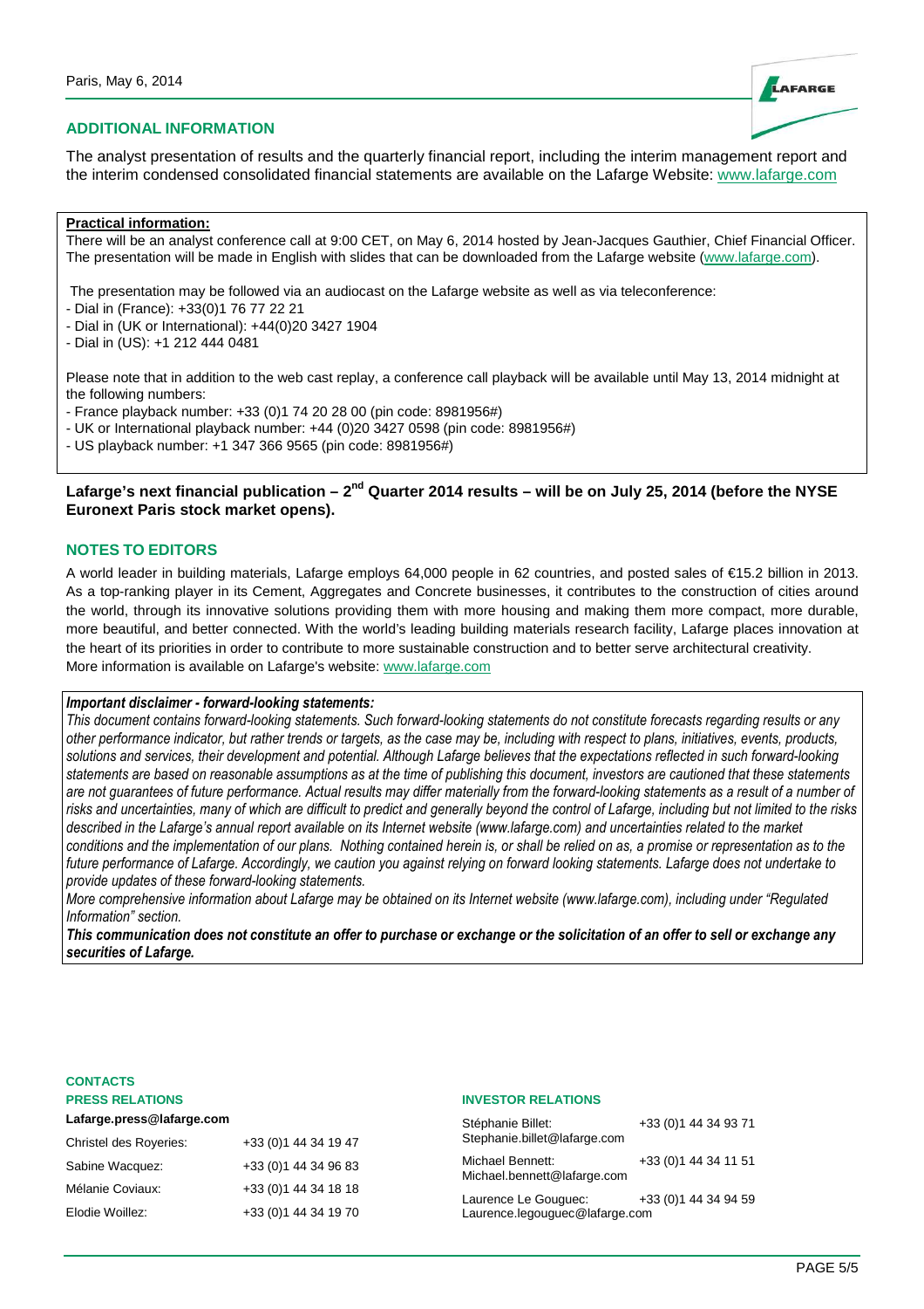Paris, May 6, 2014

## ADDITIONAL INFORMATION

The analyst presentation of results and the quarterly financial report, including the interim management report and the interim condensed consolidated financial statements are available on the Lafarge Website: www.lafarge.com

**Practical information:**

There will be an analyst conference call at 9:00 CET, on May 6, 2014 hosted by Jean-Jacques Gauthier, Chief Financial Officer. The presentation will be made in English with slides that can be downloaded from the Lafarge website (www.lafarge.com).

The presentation may be followed via an audiocast on the Lafarge website as well as via teleconference:

- Dial in (France): +33(0)1 76 77 22 21
- Dial in (UK or International): +44(0)20 3427 1904
- Dial in (US): +1 212 444 0481

Please note that in addition to the web cast replay, a conference call playback will be available until May 13, 2014 midnight at the following numbers:

- France playback number: +33 (0)1 74 20 28 00 (pin code: 8981956#)
- UK or International playback number: +44 (0)20 3427 0598 (pin code: 8981956#)
- US playback number: +1 347 366 9565 (pin code: 8981956#)

**Lafarge's next financial publication – 2nd Quarter 2014 results – will be on July 25, 2014 (before the NYSE Euronext Paris stock market opens).**

## NOTES TO EDITORS

A world leader in building materials, Lafarge employs 64,000 people in 62 countries, and posted sales of €15.2 billion in 2013. As a top-ranking player in its Cement, Aggregates and Concrete businesses, it contributes to the construction of cities around the world, through its innovative solutions providing them with more housing and making them more compact, more durable, more beautiful, and better connected. With the world's leading building materials research facility, Lafarge places innovation at the heart of its priorities in order to contribute to more sustainable construction and to better serve architectural creativity.
More information is available on Lafarge's website: www.lafarge.com

***Important disclaimer - forward-looking statements:***

*This document contains forward-looking statements. Such forward-looking statements do not constitute forecasts regarding results or any other performance indicator, but rather trends or targets, as the case may be, including with respect to plans, initiatives, events, products, solutions and services, their development and potential. Although Lafarge believes that the expectations reflected in such forward-looking statements are based on reasonable assumptions as at the time of publishing this document, investors are cautioned that these statements are not guarantees of future performance. Actual results may differ materially from the forward-looking statements as a result of a number of risks and uncertainties, many of which are difficult to predict and generally beyond the control of Lafarge, including but not limited to the risks described in the Lafarge's annual report available on its Internet website (www.lafarge.com) and uncertainties related to the market conditions and the implementation of our plans. Nothing contained herein is, or shall be relied on as, a promise or representation as to the future performance of Lafarge. Accordingly, we caution you against relying on forward looking statements. Lafarge does not undertake to provide updates of these forward-looking statements.*

*More comprehensive information about Lafarge may be obtained on its Internet website (www.lafarge.com), including under "Regulated Information" section.*

***This communication does not constitute an offer to purchase or exchange or the solicitation of an offer to sell or exchange any securities of Lafarge.***

## CONTACTS

### PRESS RELATIONS

**Lafarge.press@lafarge.com**

| | |
|---|---|
| Christel des Royeries: | +33 (0)1 44 34 19 47 |
| Sabine Wacquez: | +33 (0)1 44 34 96 83 |
| Mélanie Coviaux: | +33 (0)1 44 34 18 18 |
| Elodie Woillez: | +33 (0)1 44 34 19 70 |

### INVESTOR RELATIONS

| | |
|---|---|
| Stéphanie Billet: Stephanie.billet@lafarge.com | +33 (0)1 44 34 93 71 |
| Michael Bennett: Michael.bennett@lafarge.com | +33 (0)1 44 34 11 51 |
| Laurence Le Gouguec: Laurence.legouguec@lafarge.com | +33 (0)1 44 34 94 59 |